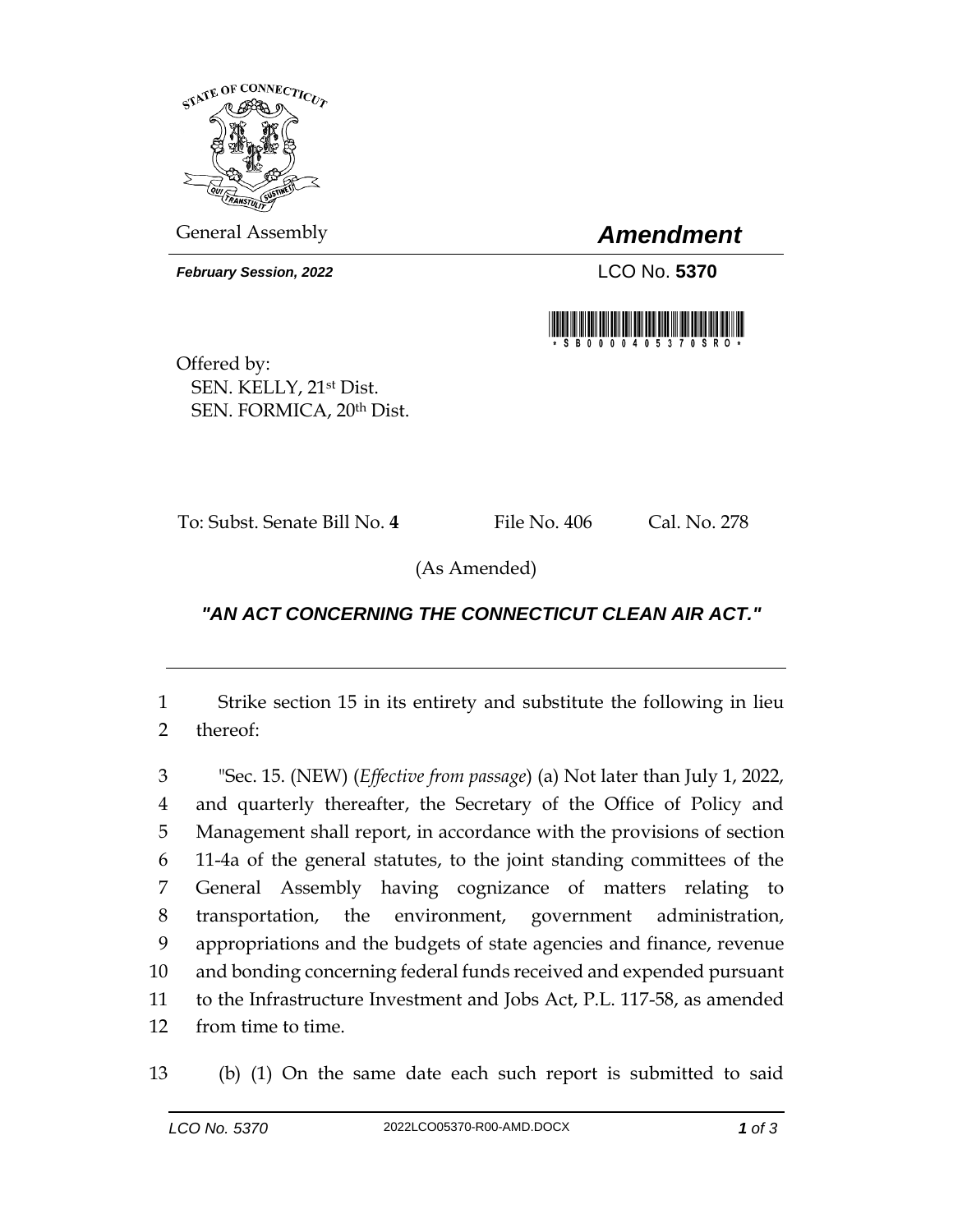General Assembly

# *Amendment*

***February Session, 2022***

LCO No. **5370**

Offered by:
SEN. KELLY, 21st Dist.
SEN. FORMICA, 20th Dist.

To: Subst. Senate Bill No. **4** File No. 406 Cal. No. 278

(As Amended)

## *"AN ACT CONCERNING THE CONNECTICUT CLEAN AIR ACT."*

---

Strike section 15 in its entirety and substitute the following in lieu thereof:

"Sec. 15. (NEW) (*Effective from passage*) (a) Not later than July 1, 2022, and quarterly thereafter, the Secretary of the Office of Policy and Management shall report, in accordance with the provisions of section 11-4a of the general statutes, to the joint standing committees of the General Assembly having cognizance of matters relating to transportation, the environment, government administration, appropriations and the budgets of state agencies and finance, revenue and bonding concerning federal funds received and expended pursuant to the Infrastructure Investment and Jobs Act, P.L. 117-58, as amended from time to time.

(b) (1) On the same date each such report is submitted to said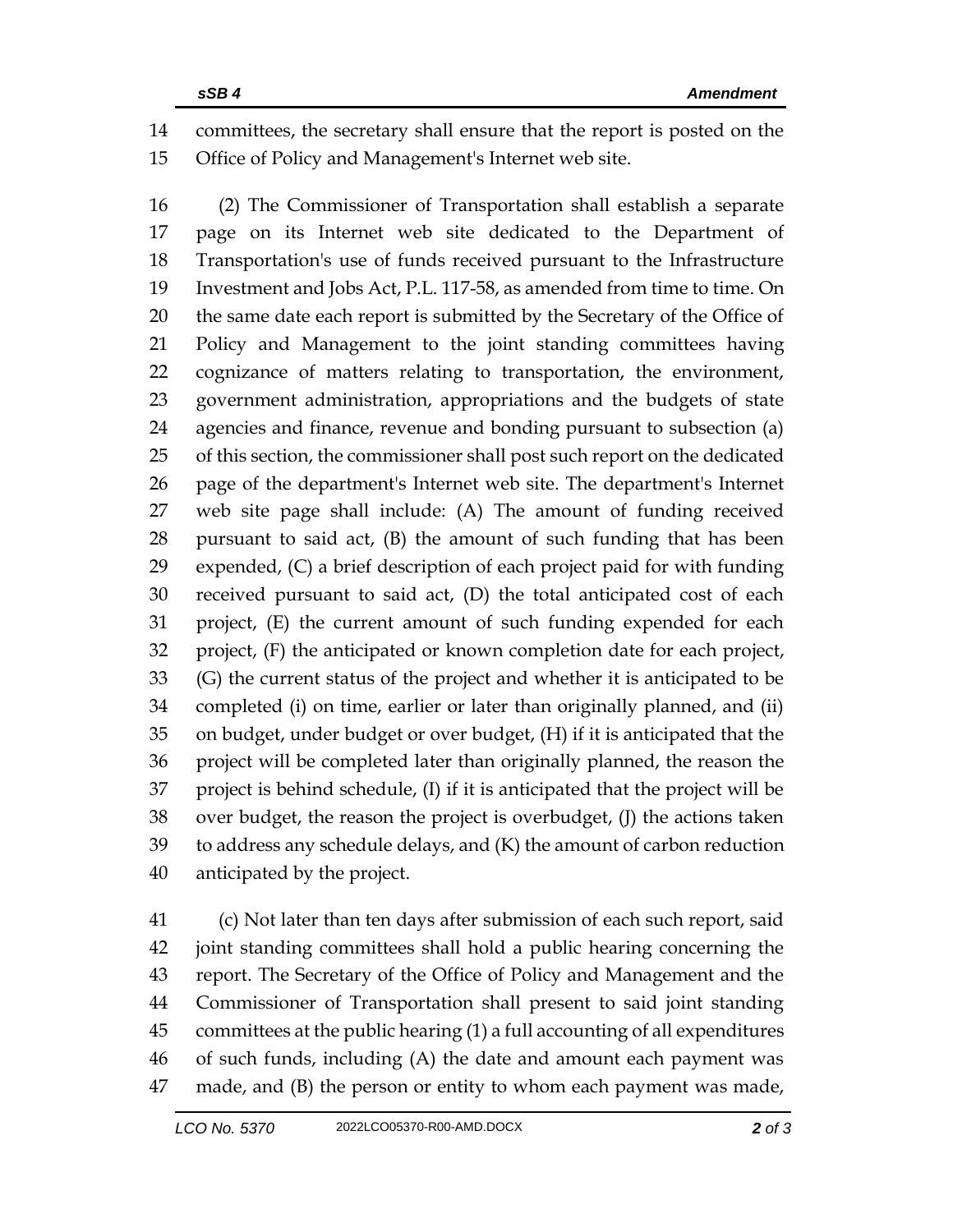committees, the secretary shall ensure that the report is posted on the Office of Policy and Management's Internet web site.

(2) The Commissioner of Transportation shall establish a separate page on its Internet web site dedicated to the Department of Transportation's use of funds received pursuant to the Infrastructure Investment and Jobs Act, P.L. 117-58, as amended from time to time. On the same date each report is submitted by the Secretary of the Office of Policy and Management to the joint standing committees having cognizance of matters relating to transportation, the environment, government administration, appropriations and the budgets of state agencies and finance, revenue and bonding pursuant to subsection (a) of this section, the commissioner shall post such report on the dedicated page of the department's Internet web site. The department's Internet web site page shall include: (A) The amount of funding received pursuant to said act, (B) the amount of such funding that has been expended, (C) a brief description of each project paid for with funding received pursuant to said act, (D) the total anticipated cost of each project, (E) the current amount of such funding expended for each project, (F) the anticipated or known completion date for each project, (G) the current status of the project and whether it is anticipated to be completed (i) on time, earlier or later than originally planned, and (ii) on budget, under budget or over budget, (H) if it is anticipated that the project will be completed later than originally planned, the reason the project is behind schedule, (I) if it is anticipated that the project will be over budget, the reason the project is overbudget, (J) the actions taken to address any schedule delays, and (K) the amount of carbon reduction anticipated by the project.

(c) Not later than ten days after submission of each such report, said joint standing committees shall hold a public hearing concerning the report. The Secretary of the Office of Policy and Management and the Commissioner of Transportation shall present to said joint standing committees at the public hearing (1) a full accounting of all expenditures of such funds, including (A) the date and amount each payment was made, and (B) the person or entity to whom each payment was made,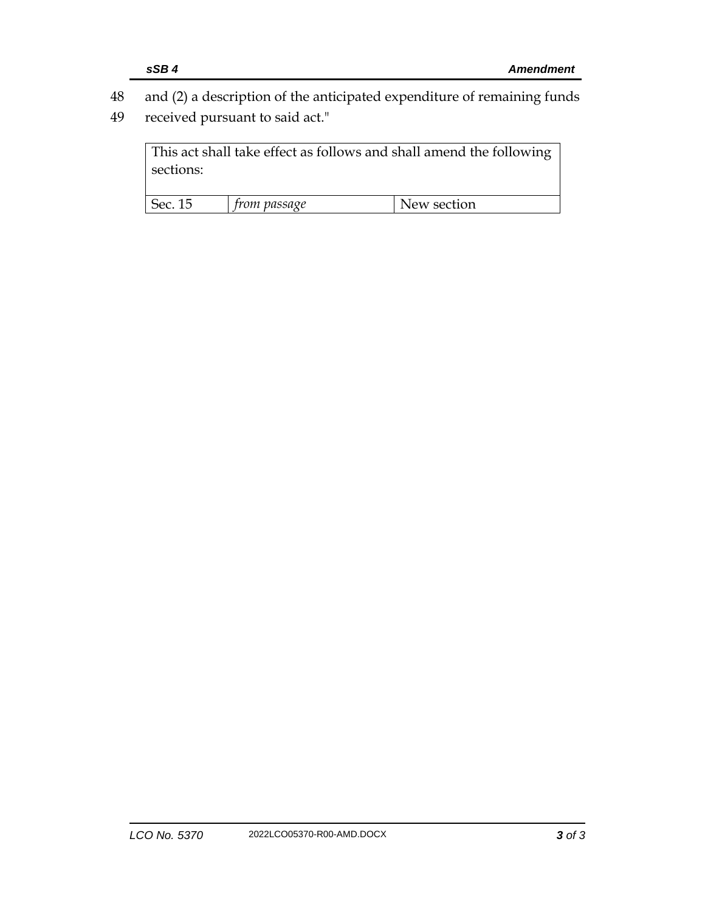48 and (2) a description of the anticipated expenditure of remaining funds
49 received pursuant to said act."

| This act shall take effect as follows and shall amend the following sections: | | |
|---|---|---|
| Sec. 15 | *from passage* | New section |